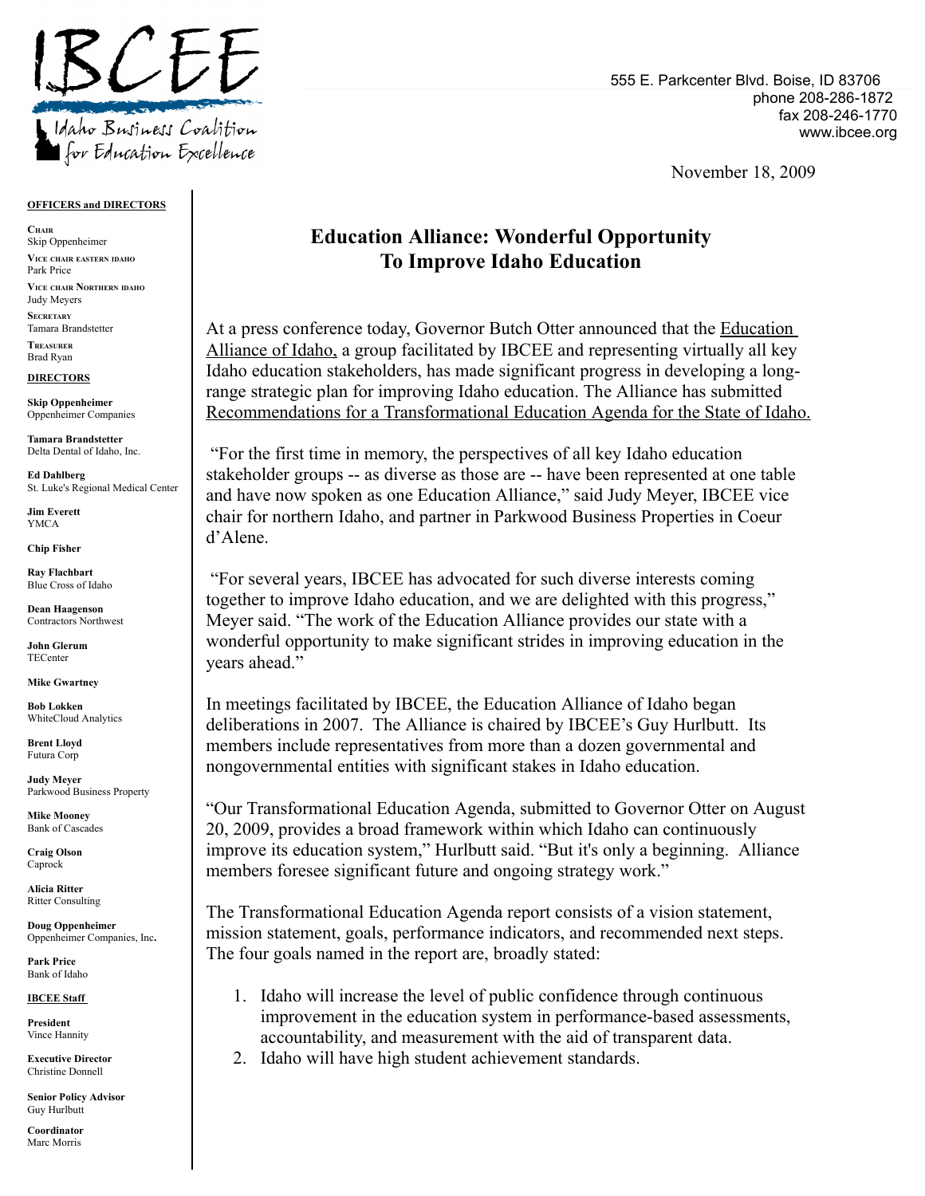IBCEE

Idaho Business Coalition for Education Excellence

555 E. Parkcenter Blvd. Boise, ID 83706
phone 208-286-1872
fax 208-246-1770
www.ibcee.org

November 18, 2009

**OFFICERS and DIRECTORS**

**Chair**
Skip Oppenheimer

**Vice chair eastern idaho**
Park Price

**Vice chair Northern idaho**
Judy Meyers

**Secretary**
Tamara Brandstetter

**Treasurer**
Brad Ryan

**DIRECTORS**

**Skip Oppenheimer**
Oppenheimer Companies

**Tamara Brandstetter**
Delta Dental of Idaho, Inc.

**Ed Dahlberg**
St. Luke's Regional Medical Center

**Jim Everett**
YMCA

**Chip Fisher**

**Ray Flachbart**
Blue Cross of Idaho

**Dean Haagenson**
Contractors Northwest

**John Glerum**
TECenter

**Mike Gwartney**

**Bob Lokken**
WhiteCloud Analytics

**Brent Lloyd**
Futura Corp

**Judy Meyer**
Parkwood Business Property

**Mike Mooney**
Bank of Cascades

**Craig Olson**
Caprock

**Alicia Ritter**
Ritter Consulting

**Doug Oppenheimer**
Oppenheimer Companies, Inc.

**Park Price**
Bank of Idaho

**IBCEE Staff**

**President**
Vince Hannity

**Executive Director**
Christine Donnell

**Senior Policy Advisor**
Guy Hurlbutt

**Coordinator**
Marc Morris

# Education Alliance: Wonderful Opportunity To Improve Idaho Education

At a press conference today, Governor Butch Otter announced that the Education Alliance of Idaho, a group facilitated by IBCEE and representing virtually all key Idaho education stakeholders, has made significant progress in developing a long-range strategic plan for improving Idaho education. The Alliance has submitted Recommendations for a Transformational Education Agenda for the State of Idaho.

"For the first time in memory, the perspectives of all key Idaho education stakeholder groups -- as diverse as those are -- have been represented at one table and have now spoken as one Education Alliance," said Judy Meyer, IBCEE vice chair for northern Idaho, and partner in Parkwood Business Properties in Coeur d'Alene.

"For several years, IBCEE has advocated for such diverse interests coming together to improve Idaho education, and we are delighted with this progress," Meyer said. "The work of the Education Alliance provides our state with a wonderful opportunity to make significant strides in improving education in the years ahead."

In meetings facilitated by IBCEE, the Education Alliance of Idaho began deliberations in 2007. The Alliance is chaired by IBCEE's Guy Hurlbutt. Its members include representatives from more than a dozen governmental and nongovernmental entities with significant stakes in Idaho education.

"Our Transformational Education Agenda, submitted to Governor Otter on August 20, 2009, provides a broad framework within which Idaho can continuously improve its education system," Hurlbutt said. "But it's only a beginning. Alliance members foresee significant future and ongoing strategy work."

The Transformational Education Agenda report consists of a vision statement, mission statement, goals, performance indicators, and recommended next steps. The four goals named in the report are, broadly stated:

1. Idaho will increase the level of public confidence through continuous improvement in the education system in performance-based assessments, accountability, and measurement with the aid of transparent data.
2. Idaho will have high student achievement standards.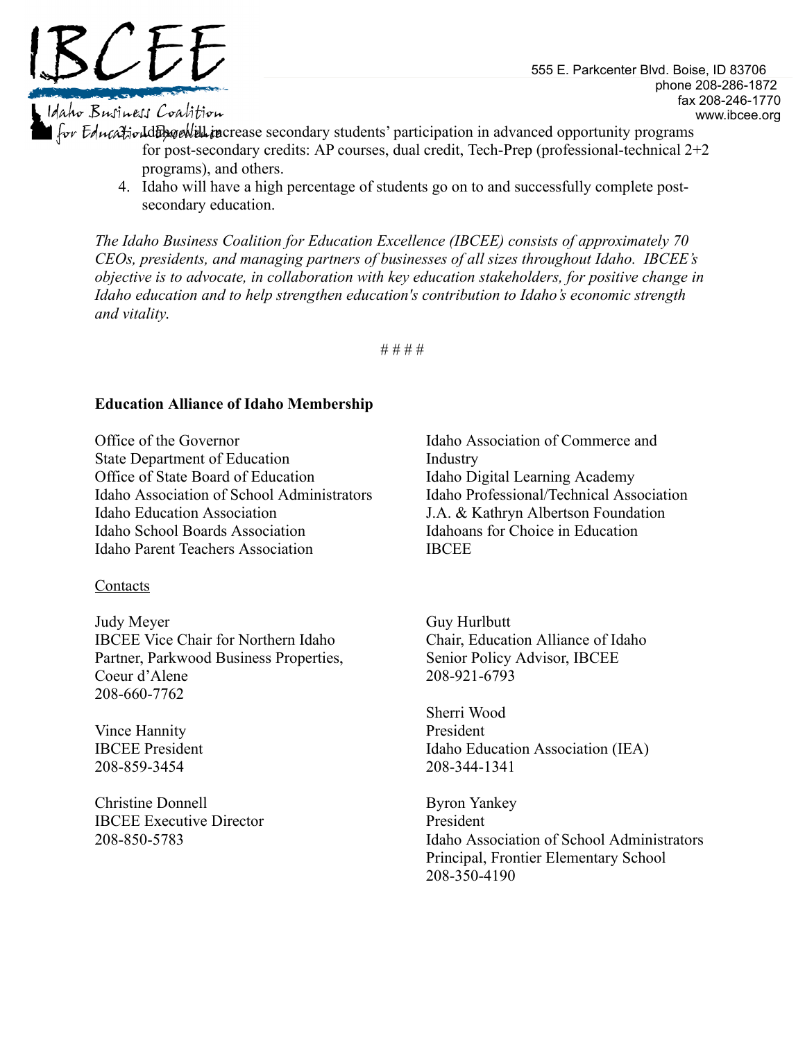3. Idaho will increase secondary students' participation in advanced opportunity programs for post-secondary credits: AP courses, dual credit, Tech-Prep (professional-technical 2+2 programs), and others.
4. Idaho will have a high percentage of students go on to and successfully complete post-secondary education.

*The Idaho Business Coalition for Education Excellence (IBCEE) consists of approximately 70 CEOs, presidents, and managing partners of businesses of all sizes throughout Idaho. IBCEE's objective is to advocate, in collaboration with key education stakeholders, for positive change in Idaho education and to help strengthen education's contribution to Idaho's economic strength and vitality.*

# # # #

**Education Alliance of Idaho Membership**

Office of the Governor
State Department of Education
Office of State Board of Education
Idaho Association of School Administrators
Idaho Education Association
Idaho School Boards Association
Idaho Parent Teachers Association
Idaho Association of Commerce and Industry
Idaho Digital Learning Academy
Idaho Professional/Technical Association
J.A. & Kathryn Albertson Foundation
Idahoans for Choice in Education
IBCEE

Contacts

Judy Meyer
IBCEE Vice Chair for Northern Idaho
Partner, Parkwood Business Properties, Coeur d'Alene
208-660-7762

Vince Hannity
IBCEE President
208-859-3454

Christine Donnell
IBCEE Executive Director
208-850-5783

Guy Hurlbutt
Chair, Education Alliance of Idaho
Senior Policy Advisor, IBCEE
208-921-6793

Sherri Wood
President
Idaho Education Association (IEA)
208-344-1341

Byron Yankey
President
Idaho Association of School Administrators
Principal, Frontier Elementary School
208-350-4190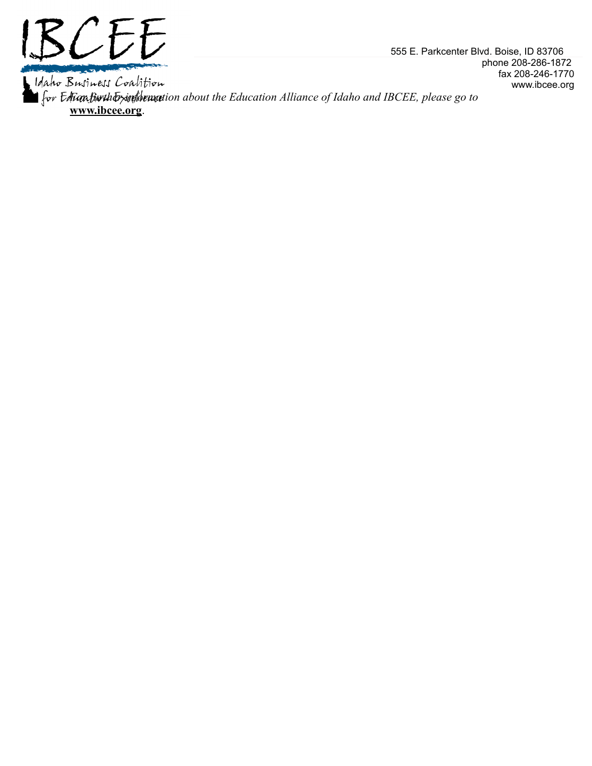*For further information about the Education Alliance of Idaho and IBCEE, please go to* **[www.ibcee.org](http://www.ibcee.org)**.